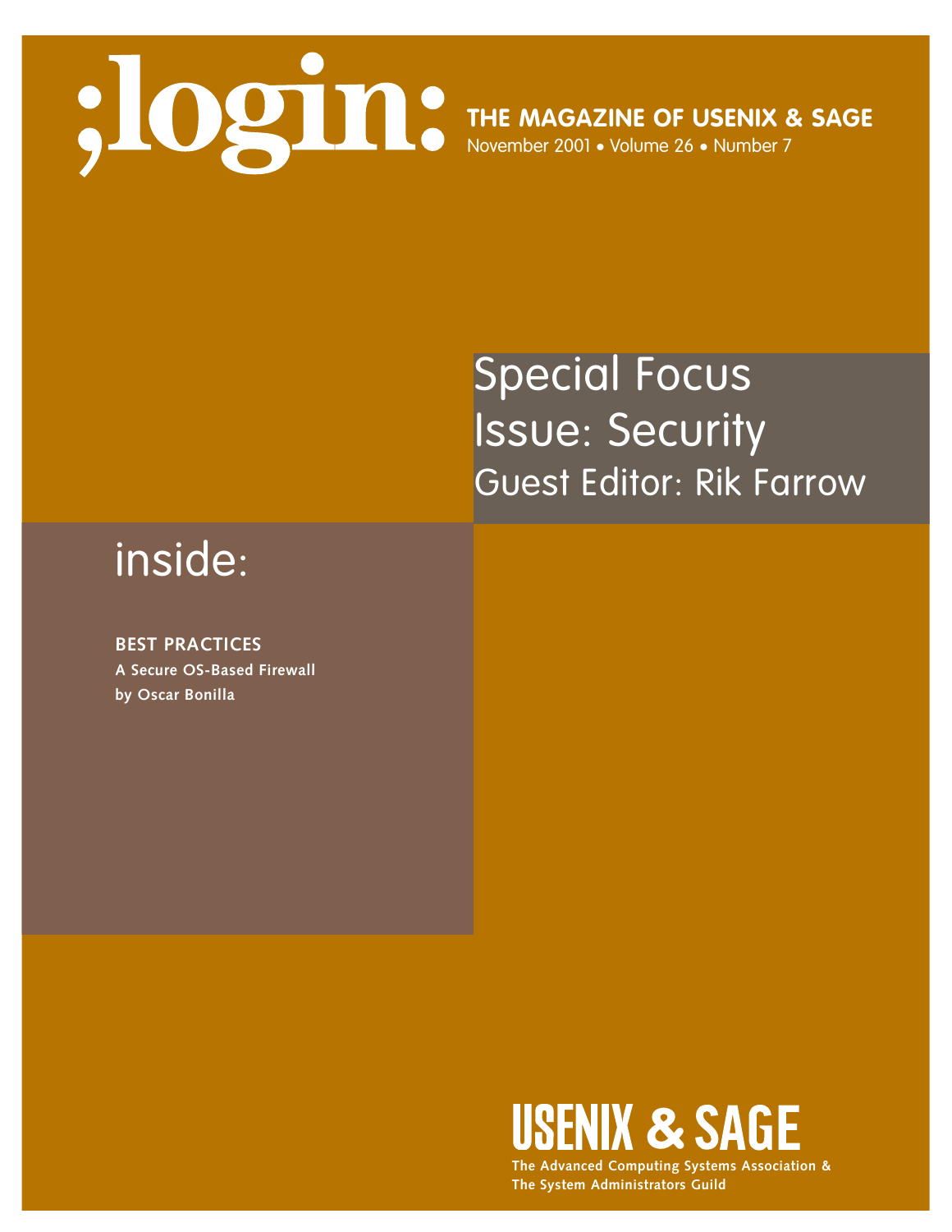# ;login:

**THE MAGAZINE OF USENIX & SAGE**

November 2001 • Volume 26 • Number 7

## Special Focus Issue: Security

Guest Editor: Rik Farrow

## inside:

**BEST PRACTICES**

**A Secure OS-Based Firewall**

**by Oscar Bonilla**

**USENIX & SAGE**

**The Advanced Computing Systems Association & The System Administrators Guild**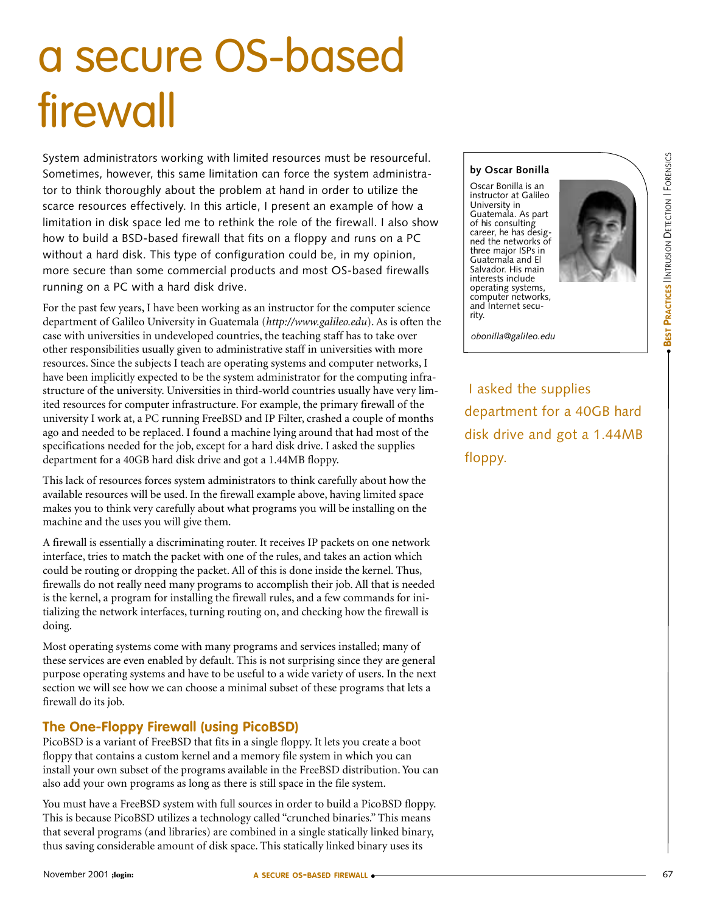# a secure OS-based firewall

**by Oscar Bonilla**

Oscar Bonilla is an instructor at Galileo University in Guatemala. As part of his consulting career, he has designed the networks of three major ISPs in Guatemala and El Salvador. His main interests include operating systems, computer networks, and Internet security.

*obonilla@galileo.edu*

System administrators working with limited resources must be resourceful. Sometimes, however, this same limitation can force the system administrator to think thoroughly about the problem at hand in order to utilize the scarce resources effectively. In this article, I present an example of how a limitation in disk space led me to rethink the role of the firewall. I also show how to build a BSD-based firewall that fits on a floppy and runs on a PC without a hard disk. This type of configuration could be, in my opinion, more secure than some commercial products and most OS-based firewalls running on a PC with a hard disk drive.

For the past few years, I have been working as an instructor for the computer science department of Galileo University in Guatemala (*http://www.galileo.edu*). As is often the case with universities in undeveloped countries, the teaching staff has to take over other responsibilities usually given to administrative staff in universities with more resources. Since the subjects I teach are operating systems and computer networks, I have been implicitly expected to be the system administrator for the computing infrastructure of the university. Universities in third-world countries usually have very limited resources for computer infrastructure. For example, the primary firewall of the university I work at, a PC running FreeBSD and IP Filter, crashed a couple of months ago and needed to be replaced. I found a machine lying around that had most of the specifications needed for the job, except for a hard disk drive. I asked the supplies department for a 40GB hard disk drive and got a 1.44MB floppy.

> I asked the supplies department for a 40GB hard disk drive and got a 1.44MB floppy.

This lack of resources forces system administrators to think carefully about how the available resources will be used. In the firewall example above, having limited space makes you to think very carefully about what programs you will be installing on the machine and the uses you will give them.

A firewall is essentially a discriminating router. It receives IP packets on one network interface, tries to match the packet with one of the rules, and takes an action which could be routing or dropping the packet. All of this is done inside the kernel. Thus, firewalls do not really need many programs to accomplish their job. All that is needed is the kernel, a program for installing the firewall rules, and a few commands for initializing the network interfaces, turning routing on, and checking how the firewall is doing.

Most operating systems come with many programs and services installed; many of these services are even enabled by default. This is not surprising since they are general purpose operating systems and have to be useful to a wide variety of users. In the next section we will see how we can choose a minimal subset of these programs that lets a firewall do its job.

## The One-Floppy Firewall (using PicoBSD)

PicoBSD is a variant of FreeBSD that fits in a single floppy. It lets you create a boot floppy that contains a custom kernel and a memory file system in which you can install your own subset of the programs available in the FreeBSD distribution. You can also add your own programs as long as there is still space in the file system.

You must have a FreeBSD system with full sources in order to build a PicoBSD floppy. This is because PicoBSD utilizes a technology called "crunched binaries." This means that several programs (and libraries) are combined in a single statically linked binary, thus saving considerable amount of disk space. This statically linked binary uses its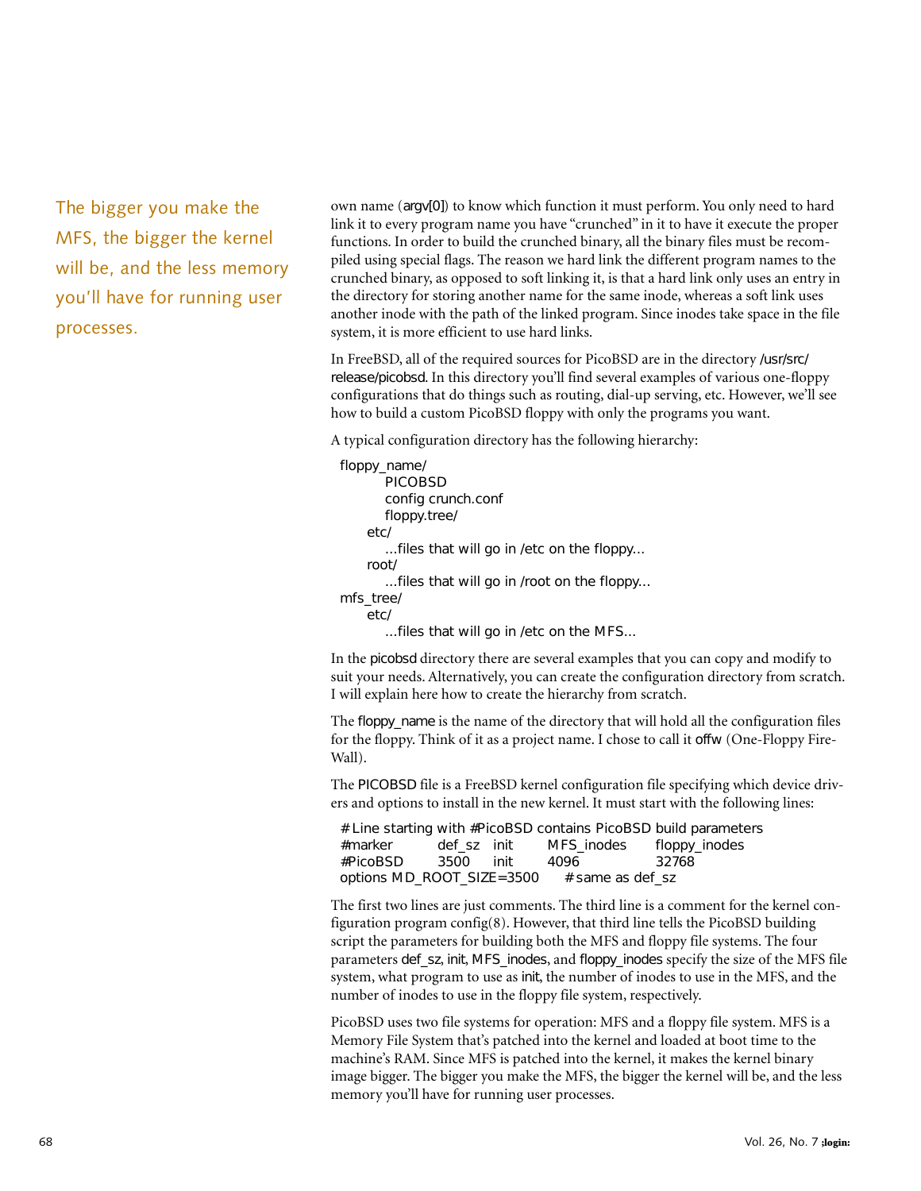The bigger you make the MFS, the bigger the kernel will be, and the less memory you'll have for running user processes.

own name (argv[0]) to know which function it must perform. You only need to hard link it to every program name you have "crunched" in it to have it execute the proper functions. In order to build the crunched binary, all the binary files must be recompiled using special flags. The reason we hard link the different program names to the crunched binary, as opposed to soft linking it, is that a hard link only uses an entry in the directory for storing another name for the same inode, whereas a soft link uses another inode with the path of the linked program. Since inodes take space in the file system, it is more efficient to use hard links.

In FreeBSD, all of the required sources for PicoBSD are in the directory /usr/src/release/picobsd. In this directory you'll find several examples of various one-floppy configurations that do things such as routing, dial-up serving, etc. However, we'll see how to build a custom PicoBSD floppy with only the programs you want.

A typical configuration directory has the following hierarchy:

```
floppy_name/
        PICOBSD
        config crunch.conf
        floppy.tree/
    etc/
        ...files that will go in /etc on the floppy...
    root/
        ...files that will go in /root on the floppy...
mfs_tree/
    etc/
        ...files that will go in /etc on the MFS...
```

In the picobsd directory there are several examples that you can copy and modify to suit your needs. Alternatively, you can create the configuration directory from scratch. I will explain here how to create the hierarchy from scratch.

The floppy_name is the name of the directory that will hold all the configuration files for the floppy. Think of it as a project name. I chose to call it offw (One-Floppy Fire-Wall).

The PICOBSD file is a FreeBSD kernel configuration file specifying which device drivers and options to install in the new kernel. It must start with the following lines:

```
# Line starting with #PicoBSD contains PicoBSD build parameters
#marker      def_sz   init     MFS_inodes     floppy_inodes
#PicoBSD     3500     init     4096           32768
options MD_ROOT_SIZE=3500     # same as def_sz
```

The first two lines are just comments. The third line is a comment for the kernel configuration program config(8). However, that third line tells the PicoBSD building script the parameters for building both the MFS and floppy file systems. The four parameters def_sz, init, MFS_inodes, and floppy_inodes specify the size of the MFS file system, what program to use as init, the number of inodes to use in the MFS, and the number of inodes to use in the floppy file system, respectively.

PicoBSD uses two file systems for operation: MFS and a floppy file system. MFS is a Memory File System that's patched into the kernel and loaded at boot time to the machine's RAM. Since MFS is patched into the kernel, it makes the kernel binary image bigger. The bigger you make the MFS, the bigger the kernel will be, and the less memory you'll have for running user processes.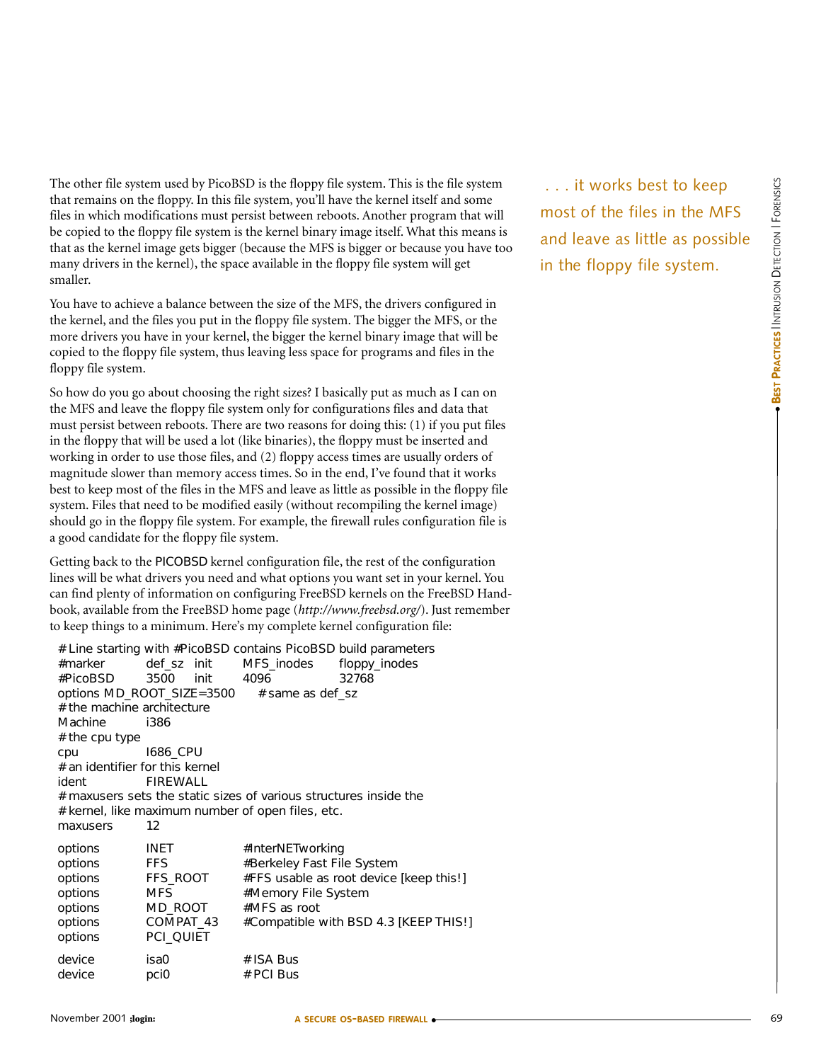The other file system used by PicoBSD is the floppy file system. This is the file system that remains on the floppy. In this file system, you'll have the kernel itself and some files in which modifications must persist between reboots. Another program that will be copied to the floppy file system is the kernel binary image itself. What this means is that as the kernel image gets bigger (because the MFS is bigger or because you have too many drivers in the kernel), the space available in the floppy file system will get smaller.

You have to achieve a balance between the size of the MFS, the drivers configured in the kernel, and the files you put in the floppy file system. The bigger the MFS, or the more drivers you have in your kernel, the bigger the kernel binary image that will be copied to the floppy file system, thus leaving less space for programs and files in the floppy file system.

So how do you go about choosing the right sizes? I basically put as much as I can on the MFS and leave the floppy file system only for configurations files and data that must persist between reboots. There are two reasons for doing this: (1) if you put files in the floppy that will be used a lot (like binaries), the floppy must be inserted and working in order to use those files, and (2) floppy access times are usually orders of magnitude slower than memory access times. So in the end, I've found that it works best to keep most of the files in the MFS and leave as little as possible in the floppy file system. Files that need to be modified easily (without recompiling the kernel image) should go in the floppy file system. For example, the firewall rules configuration file is a good candidate for the floppy file system.

> . . . it works best to keep most of the files in the MFS and leave as little as possible in the floppy file system.

Getting back to the PICOBSD kernel configuration file, the rest of the configuration lines will be what drivers you need and what options you want set in your kernel. You can find plenty of information on configuring FreeBSD kernels on the FreeBSD Handbook, available from the FreeBSD home page (*http://www.freebsd.org/*). Just remember to keep things to a minimum. Here's my complete kernel configuration file:

```
# Line starting with #PicoBSD contains PicoBSD build parameters
#marker        def_sz  init     MFS_inodes     floppy_inodes
#PicoBSD       3500    init     4096           32768
options MD_ROOT_SIZE=3500       # same as def_sz
# the machine architecture
Machine        i386
# the cpu type
cpu            I686_CPU
# an identifier for this kernel
ident          FIREWALL
# maxusers sets the static sizes of various structures inside the
# kernel, like maximum number of open files, etc.
maxusers       12

options        INET           #InterNETworking
options        FFS            #Berkeley Fast File System
options        FFS_ROOT       #FFS usable as root device [keep this!]
options        MFS            #Memory File System
options        MD_ROOT        #MFS as root
options        COMPAT_43      #Compatible with BSD 4.3 [KEEP THIS!]
options        PCI_QUIET

device         isa0           # ISA Bus
device         pci0           # PCI Bus
```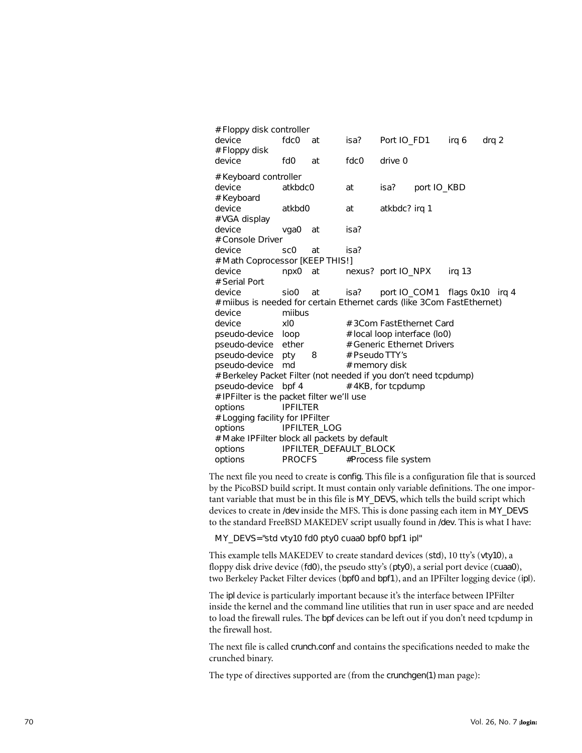```
# Floppy disk controller
device          fdc0    at      isa?    Port IO_FD1     irq 6   drq 2
# Floppy disk
device          fd0     at      fdc0    drive 0

# Keyboard controller
device          atkbdc0         at      isa?    port IO_KBD
# Keyboard
device          atkbd0          at      atkbdc? irq 1
#VGA display
device          vga0    at      isa?
# Console Driver
device          sc0     at      isa?
# Math Coprocessor [KEEP THIS!]
device          npx0    at      nexus?  port IO_NPX     irq 13
# Serial Port
device          sio0    at      isa?    port IO_COM1    flags 0x10   irq 4
# miibus is needed for certain Ethernet cards (like 3Com FastEthernet)
device          miibus
device          xl0             # 3Com FastEthernet Card
pseudo-device   loop            # local loop interface (lo0)
pseudo-device   ether           # Generic Ethernet Drivers
pseudo-device   pty     8       # Pseudo TTY's
pseudo-device   md              # memory disk
# Berkeley Packet Filter (not needed if you don't need tcpdump)
pseudo-device   bpf 4           # 4KB, for tcpdump
# IPFilter is the packet filter we'll use
options         IPFILTER
# Logging facility for IPFilter
options         IPFILTER_LOG
# Make IPFilter block all packets by default
options         IPFILTER_DEFAULT_BLOCK
options         PROCFS          #Process file system
```

The next file you need to create is config. This file is a configuration file that is sourced by the PicoBSD build script. It must contain only variable definitions. The one important variable that must be in this file is MY_DEVS, which tells the build script which devices to create in /dev inside the MFS. This is done passing each item in MY_DEVS to the standard FreeBSD MAKEDEV script usually found in /dev. This is what I have:

```
MY_DEVS="std vty10 fd0 pty0 cuaa0 bpf0 bpf1 ipl"
```

This example tells MAKEDEV to create standard devices (std), 10 tty's (vty10), a floppy disk drive device (fd0), the pseudo stty's (pty0), a serial port device (cuaa0), two Berkeley Packet Filter devices (bpf0 and bpf1), and an IPFilter logging device (ipl).

The ipl device is particularly important because it's the interface between IPFilter inside the kernel and the command line utilities that run in user space and are needed to load the firewall rules. The bpf devices can be left out if you don't need tcpdump in the firewall host.

The next file is called crunch.conf and contains the specifications needed to make the crunched binary.

The type of directives supported are (from the crunchgen(1) man page):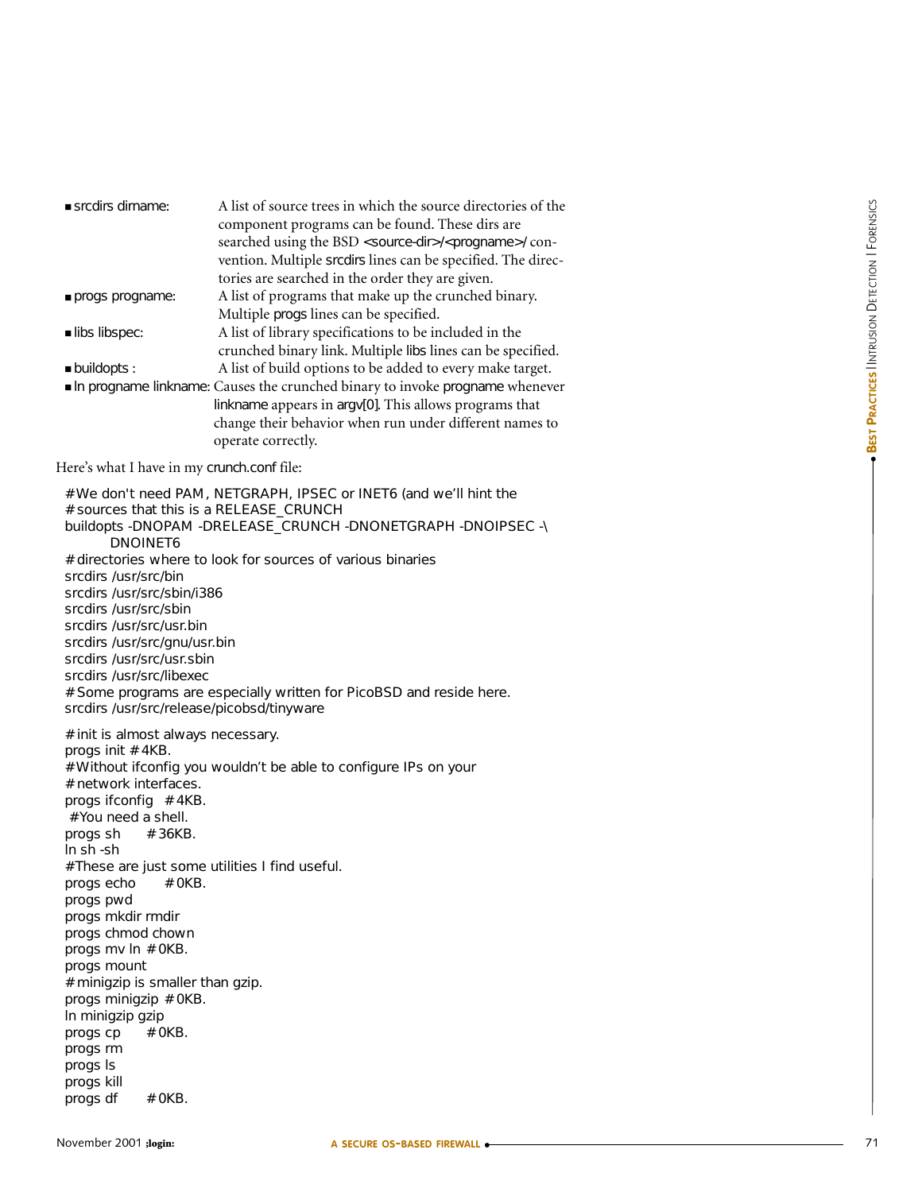- **srcdirs dirname:** A list of source trees in which the source directories of the component programs can be found. These dirs are searched using the BSD <source-dir>/<progname>/ convention. Multiple srcdirs lines can be specified. The directories are searched in the order they are given.
- **progs progname:** A list of programs that make up the crunched binary. Multiple progs lines can be specified.
- **libs libspec:** A list of library specifications to be included in the crunched binary link. Multiple libs lines can be specified.
- **buildopts :** A list of build options to be added to every make target.
- **ln progname linkname:** Causes the crunched binary to invoke progname whenever linkname appears in argv[0]. This allows programs that change their behavior when run under different names to operate correctly.

Here's what I have in my crunch.conf file:

```
#We don't need PAM, NETGRAPH, IPSEC or INET6 (and we'll hint the
#sources that this is a RELEASE_CRUNCH
buildopts -DNOPAM -DRELEASE_CRUNCH -DNONETGRAPH -DNOIPSEC -\
        DNOINET6
#directories where to look for sources of various binaries
srcdirs /usr/src/bin
srcdirs /usr/src/sbin/i386
srcdirs /usr/src/sbin
srcdirs /usr/src/usr.bin
srcdirs /usr/src/gnu/usr.bin
srcdirs /usr/src/usr.sbin
srcdirs /usr/src/libexec
#Some programs are especially written for PicoBSD and reside here.
srcdirs /usr/src/release/picobsd/tinyware

#init is almost always necessary.
progs init #4KB.
#Without ifconfig you wouldn't be able to configure IPs on your
#network interfaces.
progs ifconfig  #4KB.
 #You need a shell.
progs sh      #36KB.
ln sh -sh
#These are just some utilities I find useful.
progs echo      #0KB.
progs pwd
progs mkdir rmdir
progs chmod chown
progs mv ln #0KB.
progs mount
#minigzip is smaller than gzip.
progs minigzip #0KB.
ln minigzip gzip
progs cp      #0KB.
progs rm
progs ls
progs kill
progs df      #0KB.
```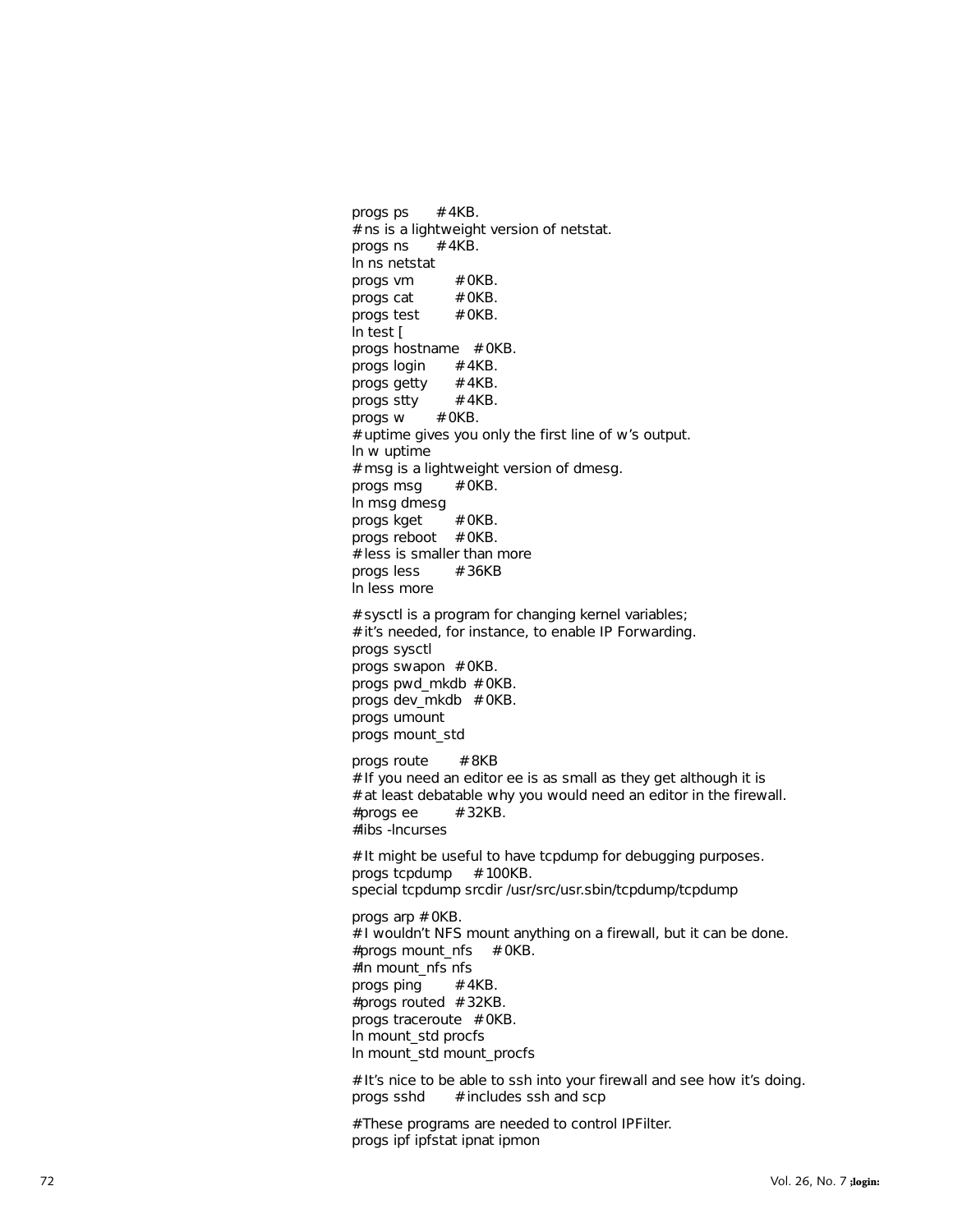```
progs ps        # 4KB.
# ns is a lightweight version of netstat.
progs ns        # 4KB.
ln ns netstat
progs vm        # 0KB.
progs cat       # 0KB.
progs test      # 0KB.
ln test [
progs hostname  # 0KB.
progs login     # 4KB.
progs getty     # 4KB.
progs stty      # 4KB.
progs w         # 0KB.
# uptime gives you only the first line of w's output.
ln w uptime
# msg is a lightweight version of dmesg.
progs msg       # 0KB.
ln msg dmesg
progs kget      # 0KB.
progs reboot    # 0KB.
# less is smaller than more
progs less      # 36KB
ln less more

# sysctl is a program for changing kernel variables;
# it's needed, for instance, to enable IP Forwarding.
progs sysctl
progs swapon  # 0KB.
progs pwd_mkdb  # 0KB.
progs dev_mkdb  # 0KB.
progs umount
progs mount_std

progs route     # 8KB
# If you need an editor ee is as small as they get although it is
# at least debatable why you would need an editor in the firewall.
#progs ee       # 32KB.
#libs -lncurses

# It might be useful to have tcpdump for debugging purposes.
progs tcpdump   # 100KB.
special tcpdump srcdir /usr/src/usr.sbin/tcpdump/tcpdump

progs arp # 0KB.
# I wouldn't NFS mount anything on a firewall, but it can be done.
#progs mount_nfs    # 0KB.
#ln mount_nfs nfs
progs ping      # 4KB.
#progs routed  # 32KB.
progs traceroute  # 0KB.
ln mount_std procfs
ln mount_std mount_procfs

# It's nice to be able to ssh into your firewall and see how it's doing.
progs sshd      # includes ssh and scp

#These programs are needed to control IPFilter.
progs ipf ipfstat ipnat ipmon
```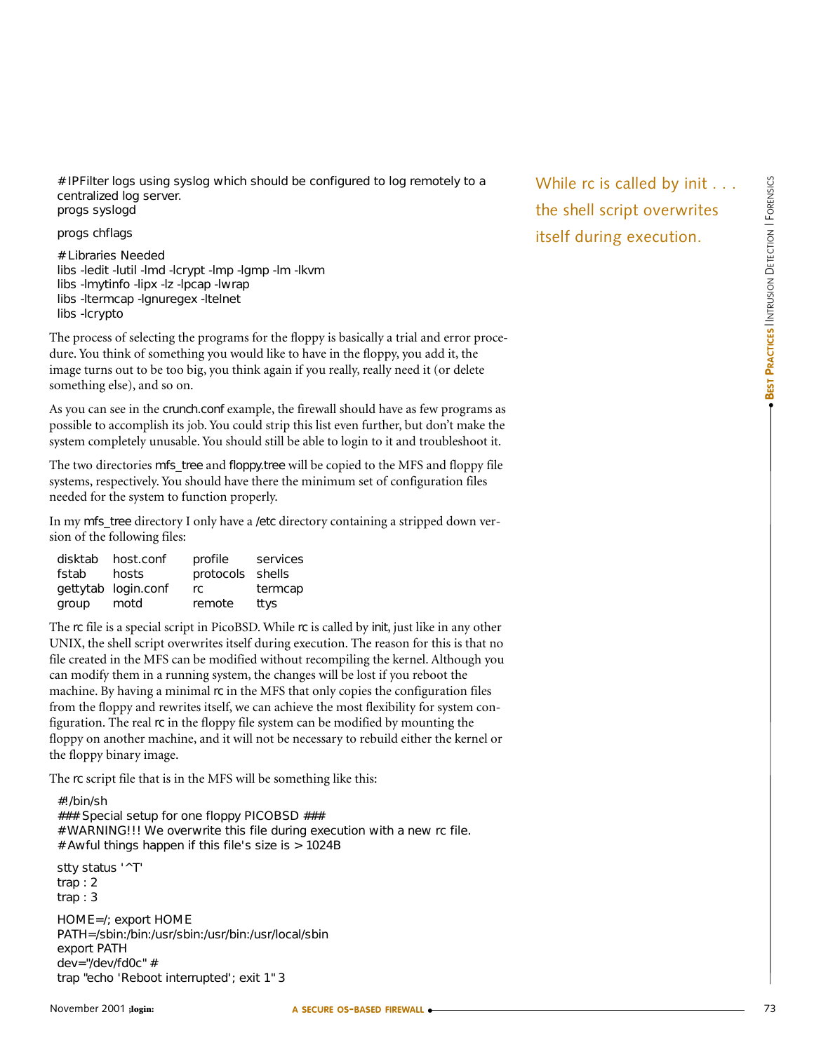```
#IPFilter logs using syslog which should be configured to log remotely to a
centralized log server.
progs syslogd

progs chflags

#Libraries Needed
libs -ledit -lutil -lmd -lcrypt -lmp -lgmp -lm -lkvm
libs -lmytinfo -lipx -lz -lpcap -lwrap
libs -ltermcap -lgnuregex -ltelnet
libs -lcrypto
```

The process of selecting the programs for the floppy is basically a trial and error procedure. You think of something you would like to have in the floppy, you add it, the image turns out to be too big, you think again if you really, really need it (or delete something else), and so on.

As you can see in the crunch.conf example, the firewall should have as few programs as possible to accomplish its job. You could strip this list even further, but don't make the system completely unusable. You should still be able to login to it and troubleshoot it.

The two directories mfs_tree and floppy.tree will be copied to the MFS and floppy file systems, respectively. You should have there the minimum set of configuration files needed for the system to function properly.

In my mfs_tree directory I only have a /etc directory containing a stripped down version of the following files:

```
disktab   host.conf    profile     services
fstab     hosts        protocols   shells
gettytab  login.conf   rc          termcap
group     motd         remote      ttys
```

The rc file is a special script in PicoBSD. While rc is called by init, just like in any other UNIX, the shell script overwrites itself during execution. The reason for this is that no file created in the MFS can be modified without recompiling the kernel. Although you can modify them in a running system, the changes will be lost if you reboot the machine. By having a minimal rc in the MFS that only copies the configuration files from the floppy and rewrites itself, we can achieve the most flexibility for system configuration. The real rc in the floppy file system can be modified by mounting the floppy on another machine, and it will not be necessary to rebuild either the kernel or the floppy binary image.

While rc is called by init . . . the shell script overwrites itself during execution.

The rc script file that is in the MFS will be something like this:

```
#!/bin/sh
### Special setup for one floppy PICOBSD ###
#WARNING!!! We overwrite this file during execution with a new rc file.
#Awful things happen if this file's size is > 1024B

stty status '^T'
trap : 2
trap : 3

HOME=/; export HOME
PATH=/sbin:/bin:/usr/sbin:/usr/bin:/usr/local/sbin
export PATH
dev="/dev/fd0c" #
trap "echo 'Reboot interrupted'; exit 1" 3
```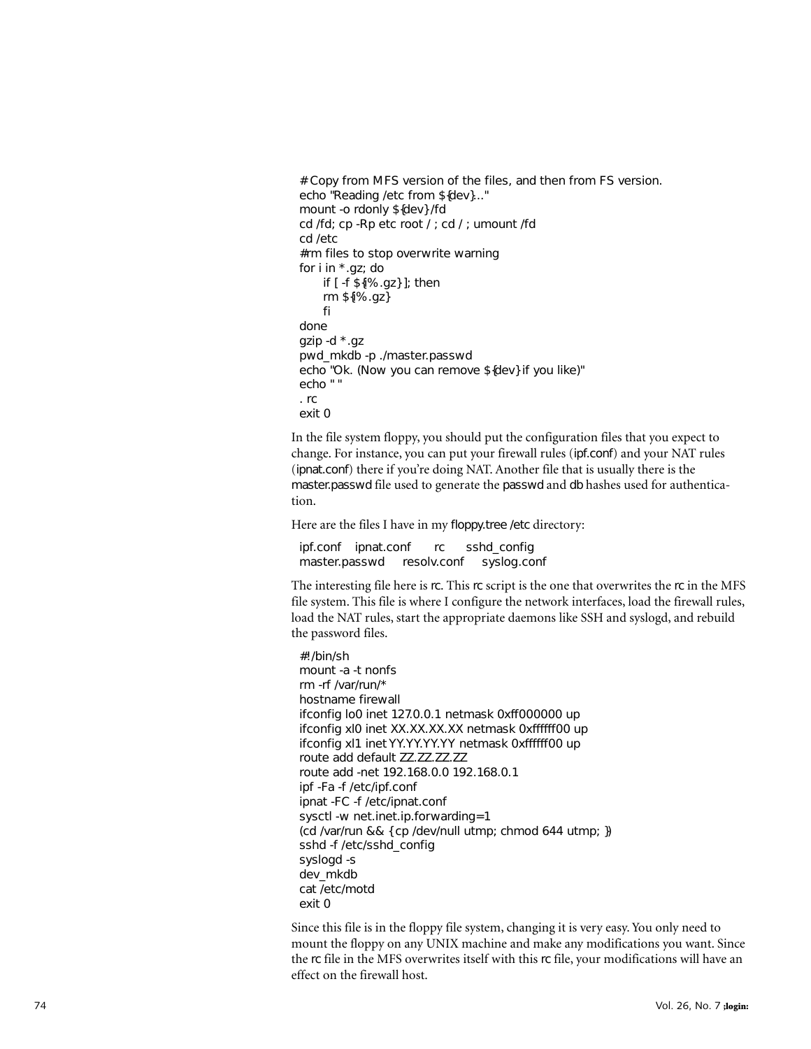```
# Copy from MFS version of the files, and then from FS version.
echo "Reading /etc from ${dev}..."
mount -o rdonly ${dev} /fd
cd /fd; cp -Rp etc root / ; cd / ; umount /fd
cd /etc
#rm files to stop overwrite warning
for i in *.gz; do
      if [ -f ${i%.gz} ]; then
      rm ${i%.gz}
      fi
done
gzip -d *.gz
pwd_mkdb -p ./master.passwd
echo "Ok. (Now you can remove ${dev} if you like)"
echo " "
. rc
exit 0
```

In the file system floppy, you should put the configuration files that you expect to change. For instance, you can put your firewall rules (ipf.conf) and your NAT rules (ipnat.conf) there if you're doing NAT. Another file that is usually there is the master.passwd file used to generate the passwd and db hashes used for authentication.

Here are the files I have in my floppy.tree /etc directory:

```
ipf.conf    ipnat.conf    rc    sshd_config
master.passwd    resolv.conf    syslog.conf
```

The interesting file here is rc. This rc script is the one that overwrites the rc in the MFS file system. This file is where I configure the network interfaces, load the firewall rules, load the NAT rules, start the appropriate daemons like SSH and syslogd, and rebuild the password files.

```
#!/bin/sh
mount -a -t nonfs
rm -rf /var/run/*
hostname firewall
ifconfig lo0 inet 127.0.0.1 netmask 0xff000000 up
ifconfig xl0 inet XX.XX.XX.XX netmask 0xffffff00 up
ifconfig xl1 inet YY.YY.YY.YY netmask 0xffffff00 up
route add default ZZ.ZZ.ZZ.ZZ
route add -net 192.168.0.0 192.168.0.1
ipf -Fa -f /etc/ipf.conf
ipnat -FC -f /etc/ipnat.conf
sysctl -w net.inet.ip.forwarding=1
(cd /var/run && { cp /dev/null utmp; chmod 644 utmp; })
sshd -f /etc/sshd_config
syslogd -s
dev_mkdb
cat /etc/motd
exit 0
```

Since this file is in the floppy file system, changing it is very easy. You only need to mount the floppy on any UNIX machine and make any modifications you want. Since the rc file in the MFS overwrites itself with this rc file, your modifications will have an effect on the firewall host.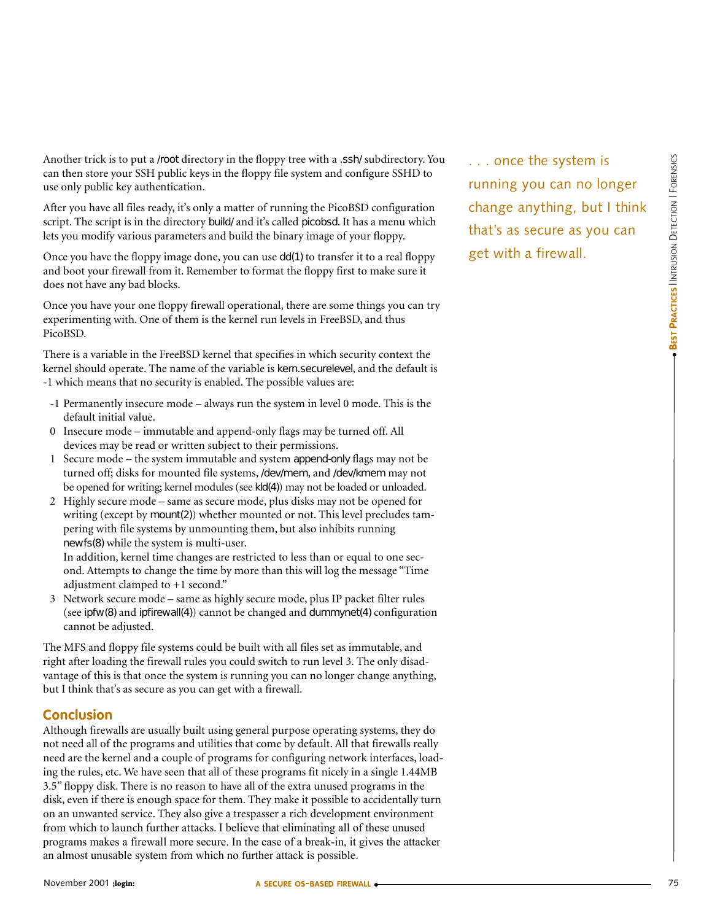Another trick is to put a /root directory in the floppy tree with a .ssh/ subdirectory. You can then store your SSH public keys in the floppy file system and configure SSHD to use only public key authentication.

After you have all files ready, it's only a matter of running the PicoBSD configuration script. The script is in the directory build/ and it's called picobsd. It has a menu which lets you modify various parameters and build the binary image of your floppy.

Once you have the floppy image done, you can use dd(1) to transfer it to a real floppy and boot your firewall from it. Remember to format the floppy first to make sure it does not have any bad blocks.

Once you have your one floppy firewall operational, there are some things you can try experimenting with. One of them is the kernel run levels in FreeBSD, and thus PicoBSD.

There is a variable in the FreeBSD kernel that specifies in which security context the kernel should operate. The name of the variable is kern.securelevel, and the default is -1 which means that no security is enabled. The possible values are:

- -1 Permanently insecure mode – always run the system in level 0 mode. This is the default initial value.
- 0 Insecure mode – immutable and append-only flags may be turned off. All devices may be read or written subject to their permissions.
- 1 Secure mode – the system immutable and system append-only flags may not be turned off; disks for mounted file systems, /dev/mem, and /dev/kmem may not be opened for writing; kernel modules (see kld(4)) may not be loaded or unloaded.
- 2 Highly secure mode – same as secure mode, plus disks may not be opened for writing (except by mount(2)) whether mounted or not. This level precludes tampering with file systems by unmounting them, but also inhibits running newfs(8) while the system is multi-user.
  In addition, kernel time changes are restricted to less than or equal to one second. Attempts to change the time by more than this will log the message "Time adjustment clamped to +1 second."
- 3 Network secure mode – same as highly secure mode, plus IP packet filter rules (see ipfw(8) and ipfirewall(4)) cannot be changed and dummynet(4) configuration cannot be adjusted.

The MFS and floppy file systems could be built with all files set as immutable, and right after loading the firewall rules you could switch to run level 3. The only disadvantage of this is that once the system is running you can no longer change anything, but I think that's as secure as you can get with a firewall.

> . . . once the system is running you can no longer change anything, but I think that's as secure as you can get with a firewall.

## Conclusion

Although firewalls are usually built using general purpose operating systems, they do not need all of the programs and utilities that come by default. All that firewalls really need are the kernel and a couple of programs for configuring network interfaces, loading the rules, etc. We have seen that all of these programs fit nicely in a single 1.44MB 3.5" floppy disk. There is no reason to have all of the extra unused programs in the disk, even if there is enough space for them. They make it possible to accidentally turn on an unwanted service. They also give a trespasser a rich development environment from which to launch further attacks. I believe that eliminating all of these unused programs makes a firewall more secure. In the case of a break-in, it gives the attacker an almost unusable system from which no further attack is possible.